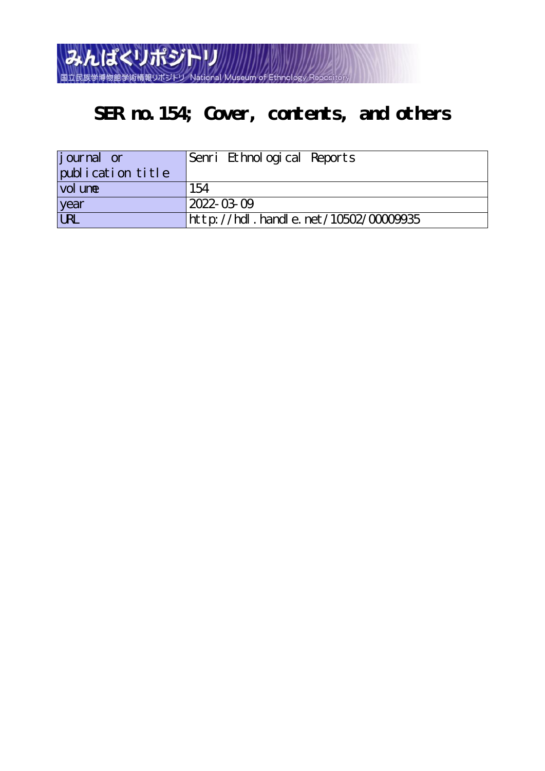みんぱくリポジトリ

国立民族学博物館学術情報リポジトリ National Museum of Ethnology Repository

# SER no.154; Cover, contents, and others

| journal or publication title | Senri Ethnological Reports |
|---|---|
| volume | 154 |
| year | 2022-03-09 |
| URL | http://hdl.handle.net/10502/00009935 |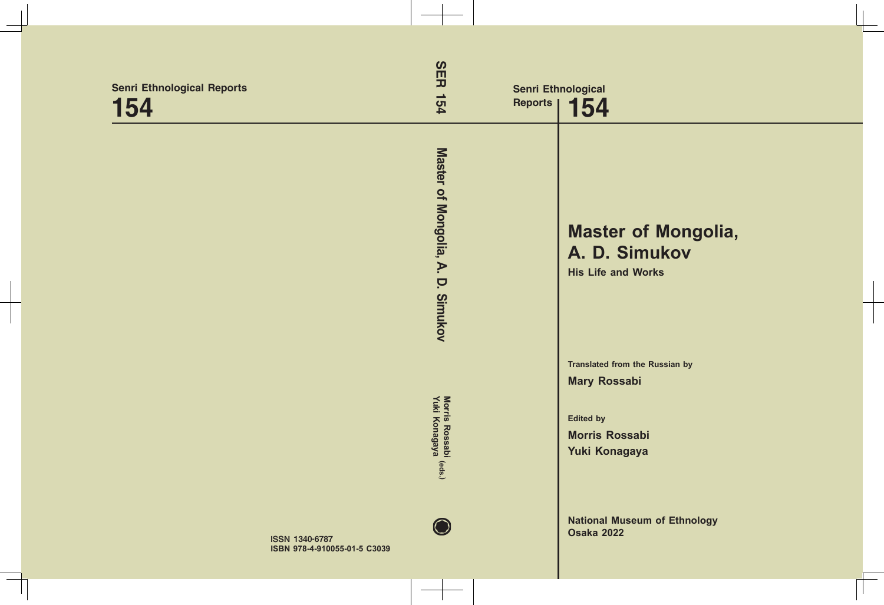Senri Ethnological Reports

154

ISSN 1340-6787
ISBN 978-4-910055-01-5 C3039

SER 154

Master of Mongolia, A. D. Simukov

Morris Rossabi
Yuki Konagaya (eds.)

Senri Ethnological Reports

154

# Master of Mongolia, A. D. Simukov

## His Life and Works

Translated from the Russian by

**Mary Rossabi**

Edited by

**Morris Rossabi**
**Yuki Konagaya**

**National Museum of Ethnology**
**Osaka 2022**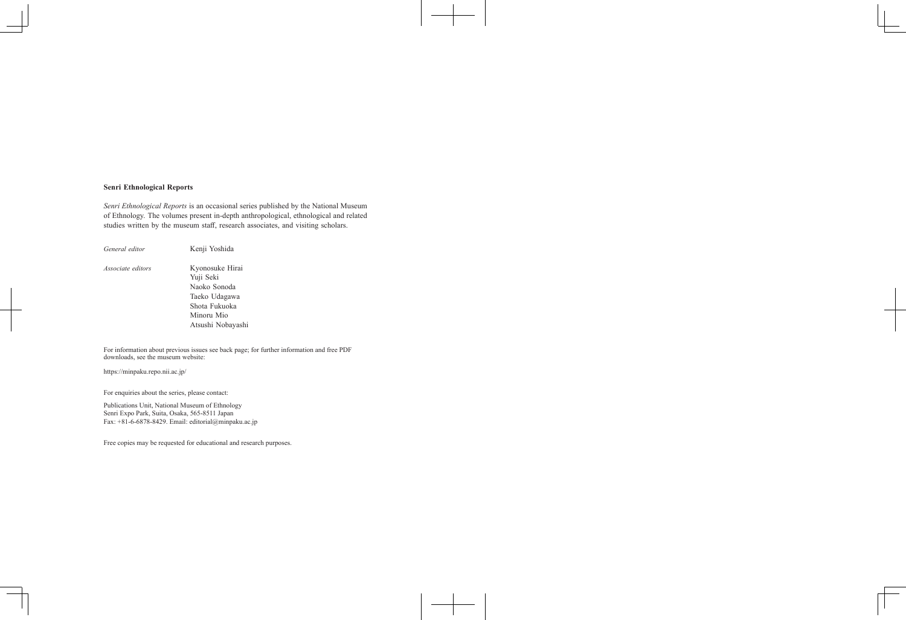**Senri Ethnological Reports**

*Senri Ethnological Reports* is an occasional series published by the National Museum of Ethnology. The volumes present in-depth anthropological, ethnological and related studies written by the museum staff, research associates, and visiting scholars.

| | |
|---|---|
| *General editor* | Kenji Yoshida |
| *Associate editors* | Kyonosuke Hirai<br>Yuji Seki<br>Naoko Sonoda<br>Taeko Udagawa<br>Shota Fukuoka<br>Minoru Mio<br>Atsushi Nobayashi |

For information about previous issues see back page; for further information and free PDF downloads, see the museum website:

https://minpaku.repo.nii.ac.jp/

For enquiries about the series, please contact:

Publications Unit, National Museum of Ethnology
Senri Expo Park, Suita, Osaka, 565-8511 Japan
Fax: +81-6-6878-8429. Email: editorial@minpaku.ac.jp

Free copies may be requested for educational and research purposes.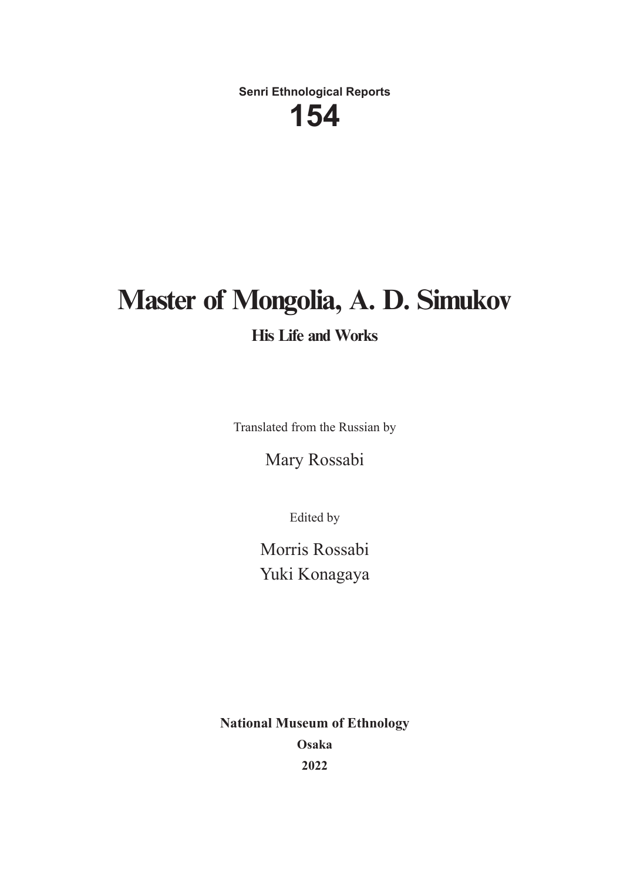**Senri Ethnological Reports**

**154**

# Master of Mongolia, A. D. Simukov

## His Life and Works

Translated from the Russian by

Mary Rossabi

Edited by

Morris Rossabi

Yuki Konagaya

**National Museum of Ethnology**

**Osaka**

**2022**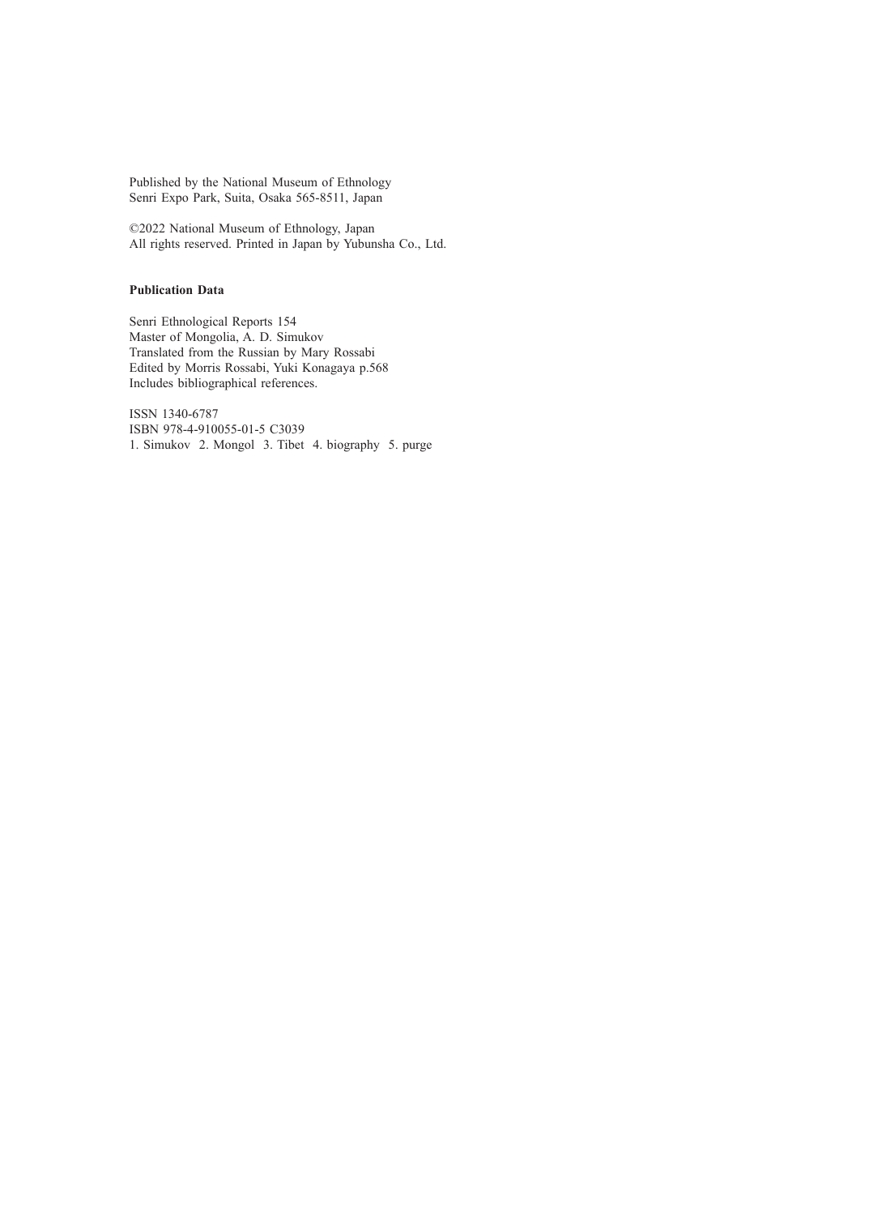Published by the National Museum of Ethnology
Senri Expo Park, Suita, Osaka 565-8511, Japan

©2022 National Museum of Ethnology, Japan
All rights reserved. Printed in Japan by Yubunsha Co., Ltd.

**Publication Data**

Senri Ethnological Reports 154
Master of Mongolia, A. D. Simukov
Translated from the Russian by Mary Rossabi
Edited by Morris Rossabi, Yuki Konagaya p.568
Includes bibliographical references.

ISSN 1340-6787
ISBN 978-4-910055-01-5 C3039
1. Simukov 2. Mongol 3. Tibet 4. biography 5. purge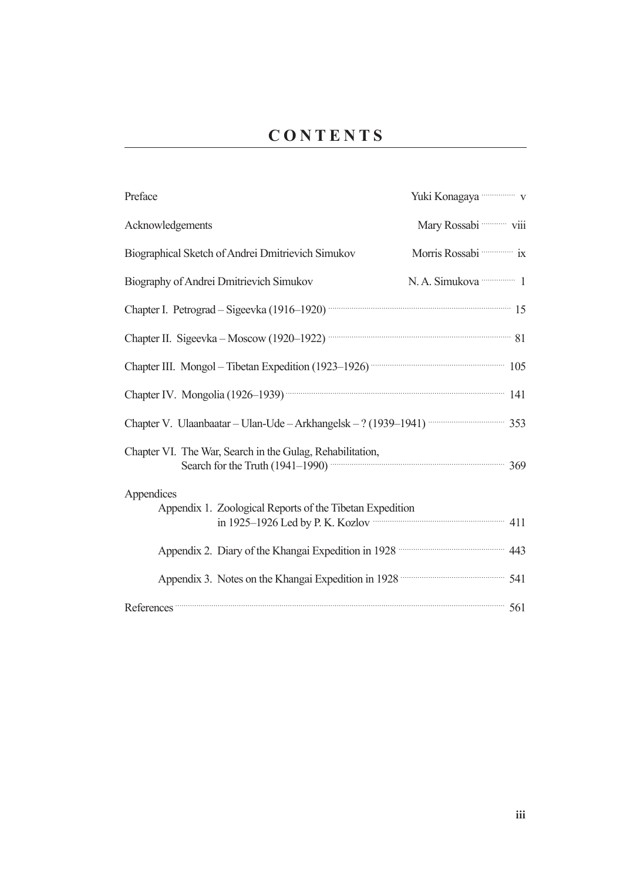# CONTENTS

| | | |
|---|---|---|
| Preface | Yuki Konagaya | v |
| Acknowledgements | Mary Rossabi | viii |
| Biographical Sketch of Andrei Dmitrievich Simukov | Morris Rossabi | ix |
| Biography of Andrei Dmitrievich Simukov | N. A. Simukova | 1 |
| Chapter I. Petrograd – Sigeevka (1916–1920) | | 15 |
| Chapter II. Sigeevka – Moscow (1920–1922) | | 81 |
| Chapter III. Mongol – Tibetan Expedition (1923–1926) | | 105 |
| Chapter IV. Mongolia (1926–1939) | | 141 |
| Chapter V. Ulaanbaatar – Ulan-Ude – Arkhangelsk – ? (1939–1941) | | 353 |
| Chapter VI. The War, Search in the Gulag, Rehabilitation, Search for the Truth (1941–1990) | | 369 |
| Appendices | | |
| Appendix 1. Zoological Reports of the Tibetan Expedition in 1925–1926 Led by P. K. Kozlov | | 411 |
| Appendix 2. Diary of the Khangai Expedition in 1928 | | 443 |
| Appendix 3. Notes on the Khangai Expedition in 1928 | | 541 |
| References | | 561 |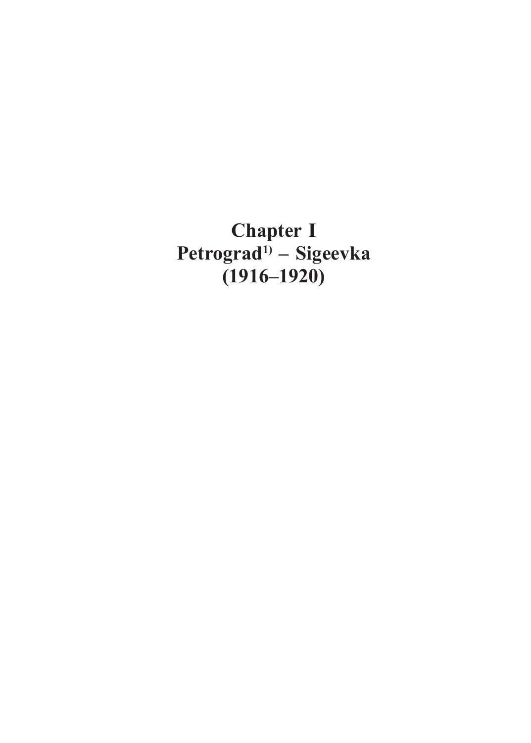# Chapter I
# Petrograd[1)] – Sigeevka
# (1916–1920)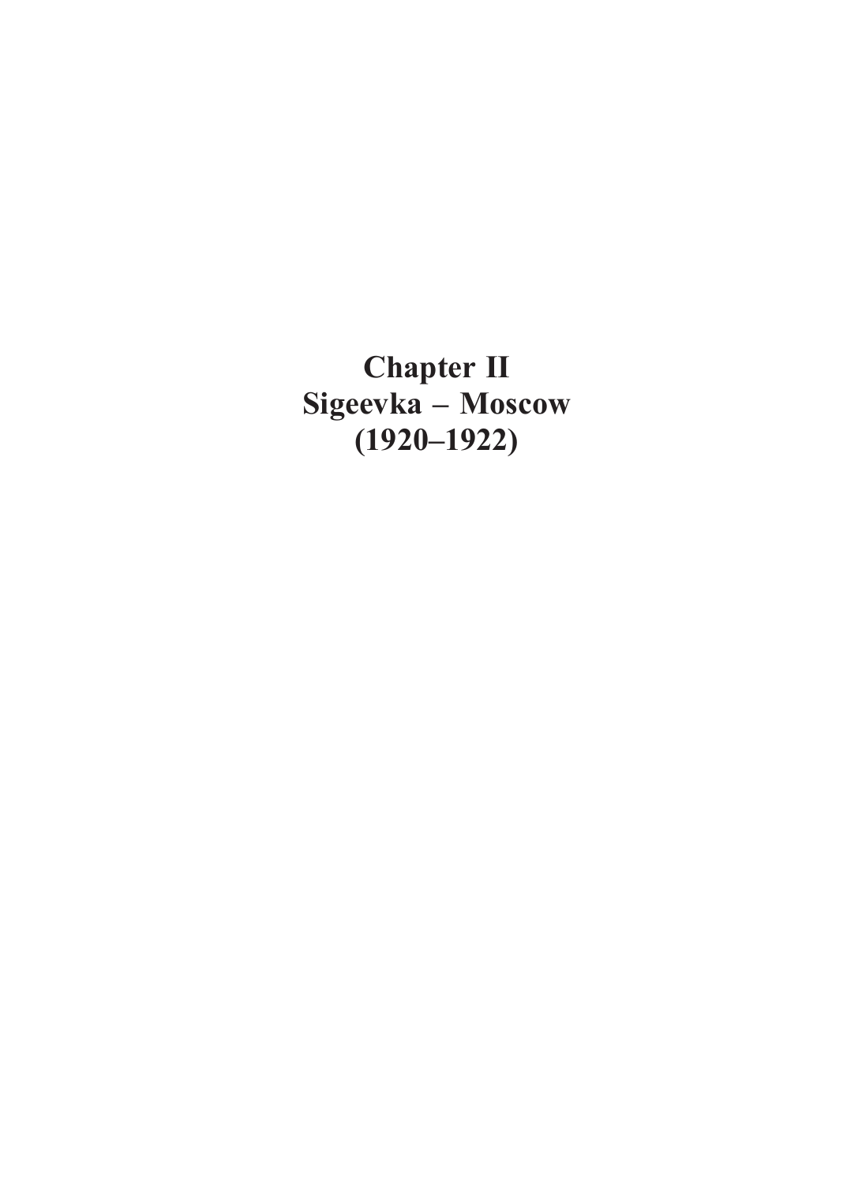# Chapter II
# Sigeevka – Moscow
# (1920–1922)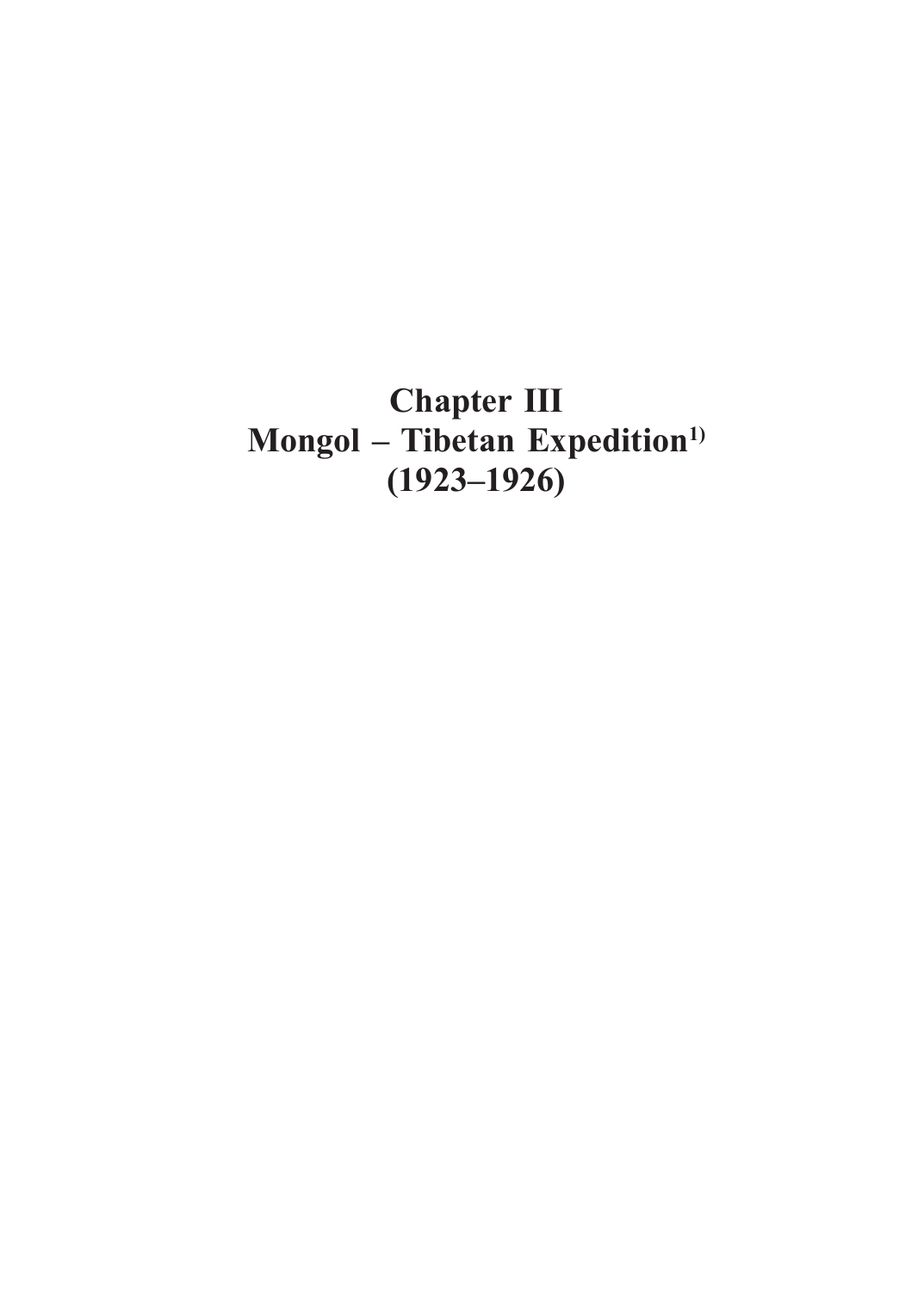# Chapter III
# Mongol – Tibetan Expedition[1)]
# (1923–1926)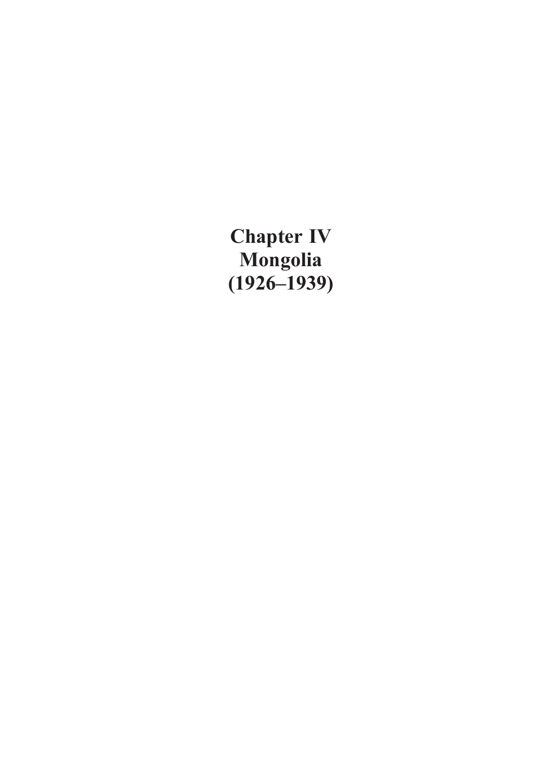# Chapter IV
# Mongolia
# (1926–1939)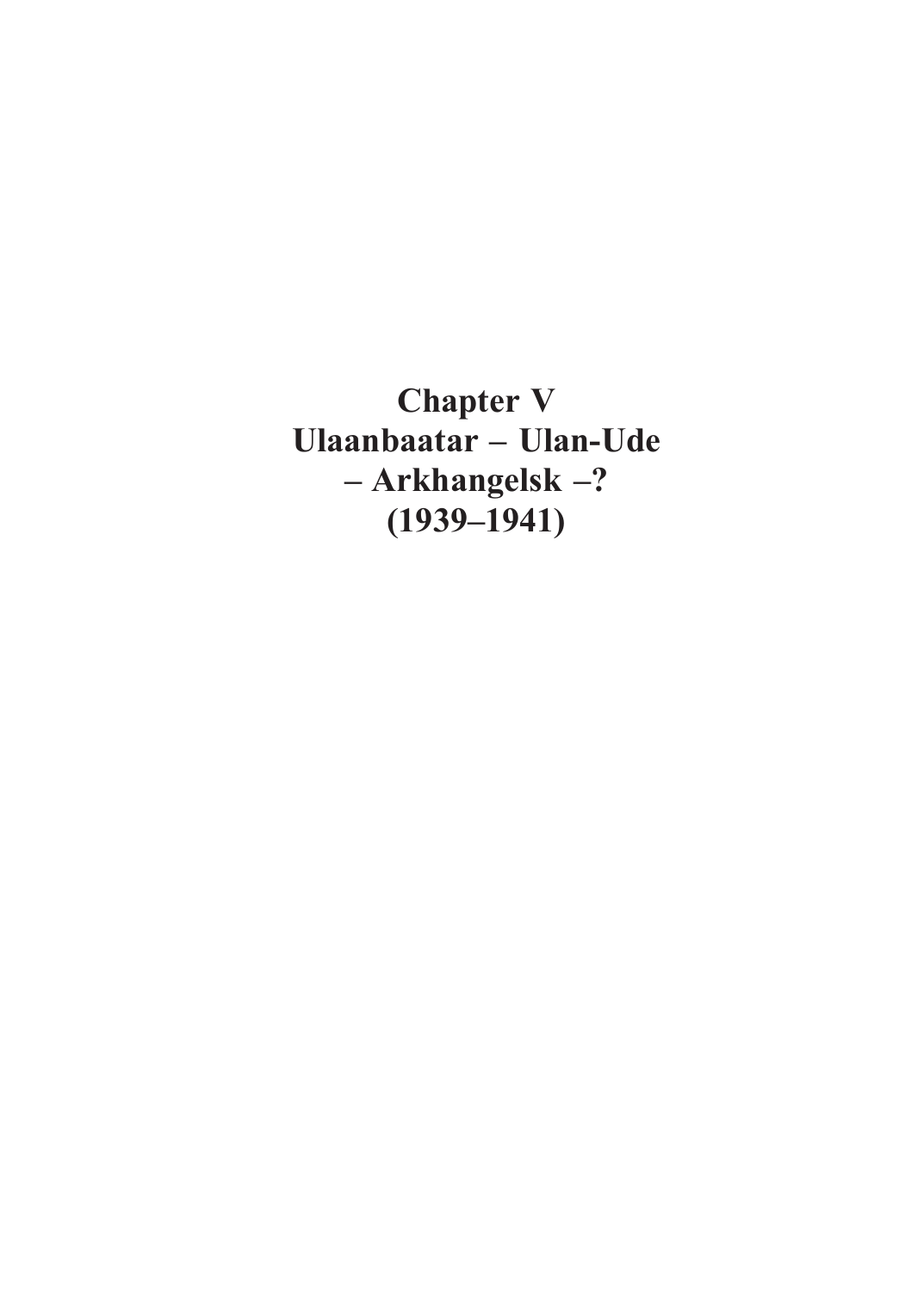# Chapter V
# Ulaanbaatar – Ulan-Ude – Arkhangelsk –? (1939–1941)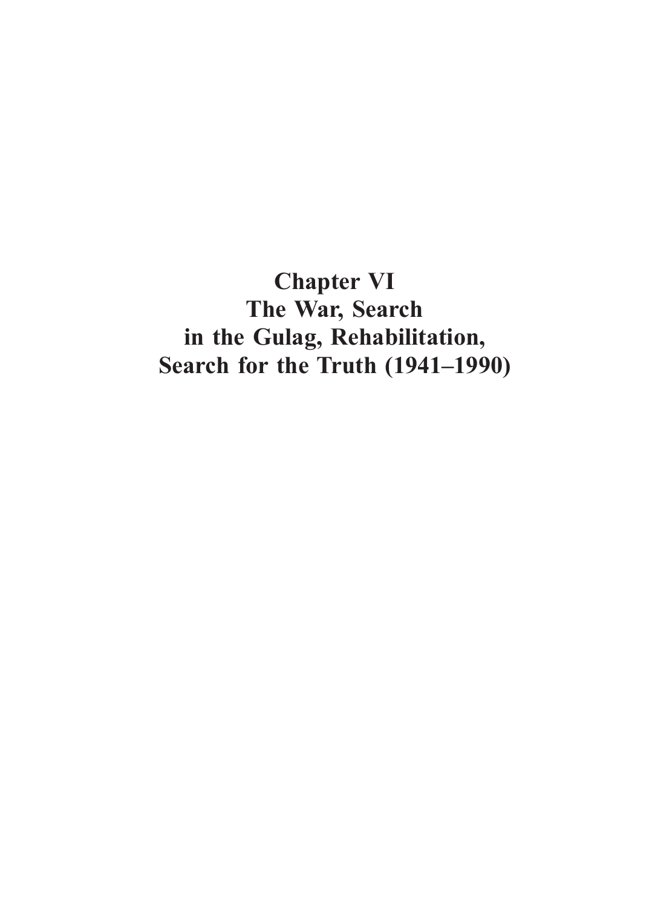# Chapter VI
# The War, Search in the Gulag, Rehabilitation, Search for the Truth (1941–1990)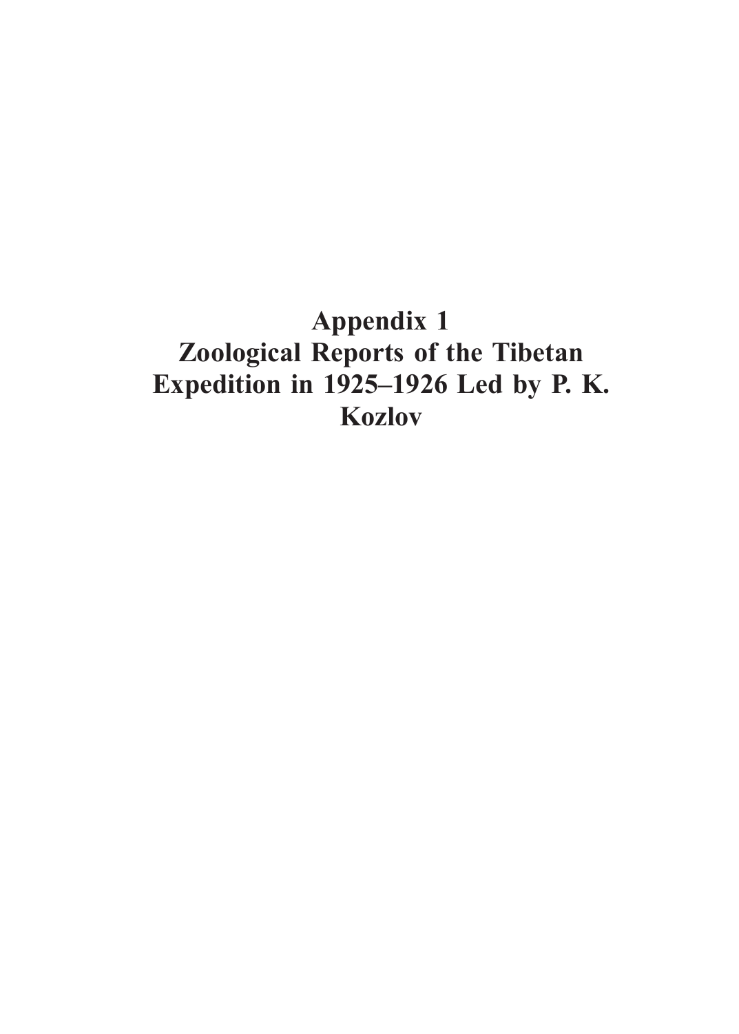# Appendix 1
# Zoological Reports of the Tibetan Expedition in 1925–1926 Led by P. K. Kozlov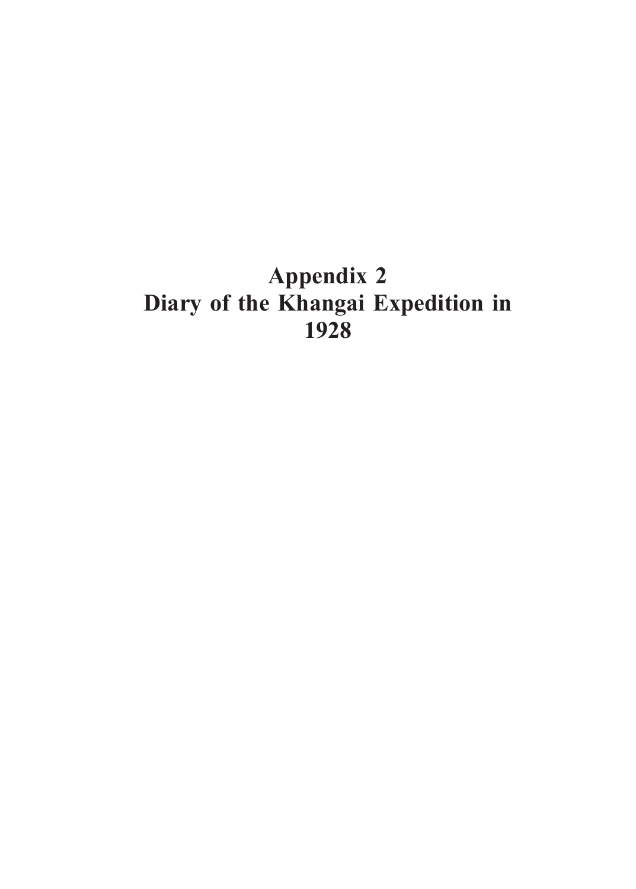# Appendix 2
# Diary of the Khangai Expedition in 1928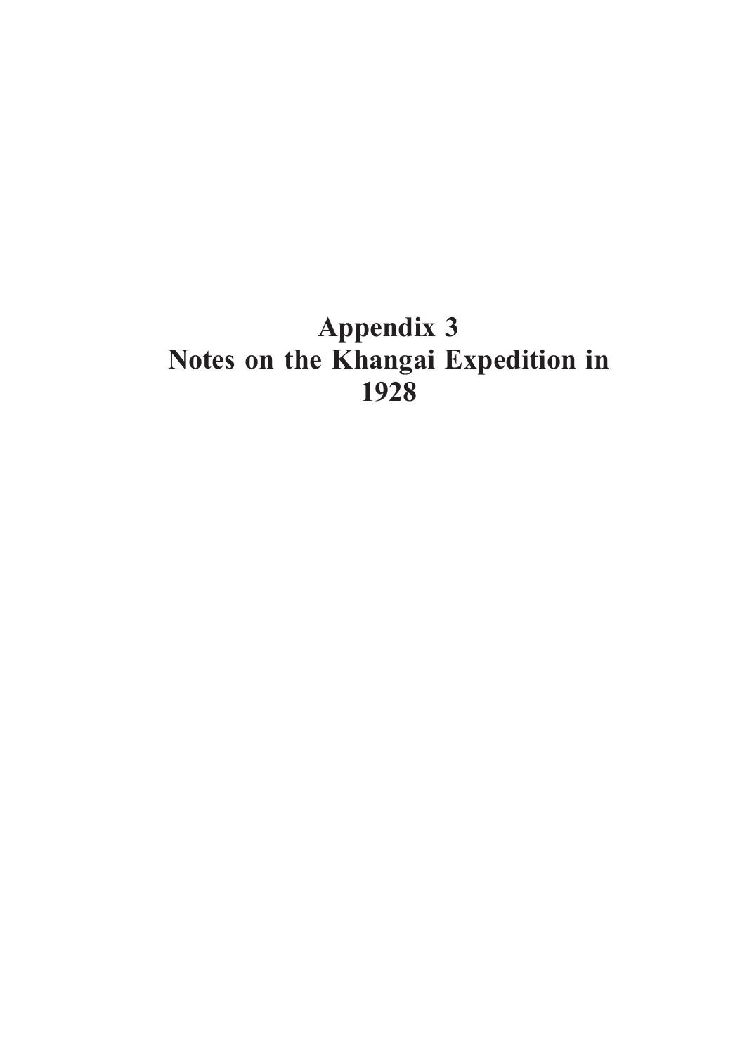# Appendix 3
# Notes on the Khangai Expedition in 1928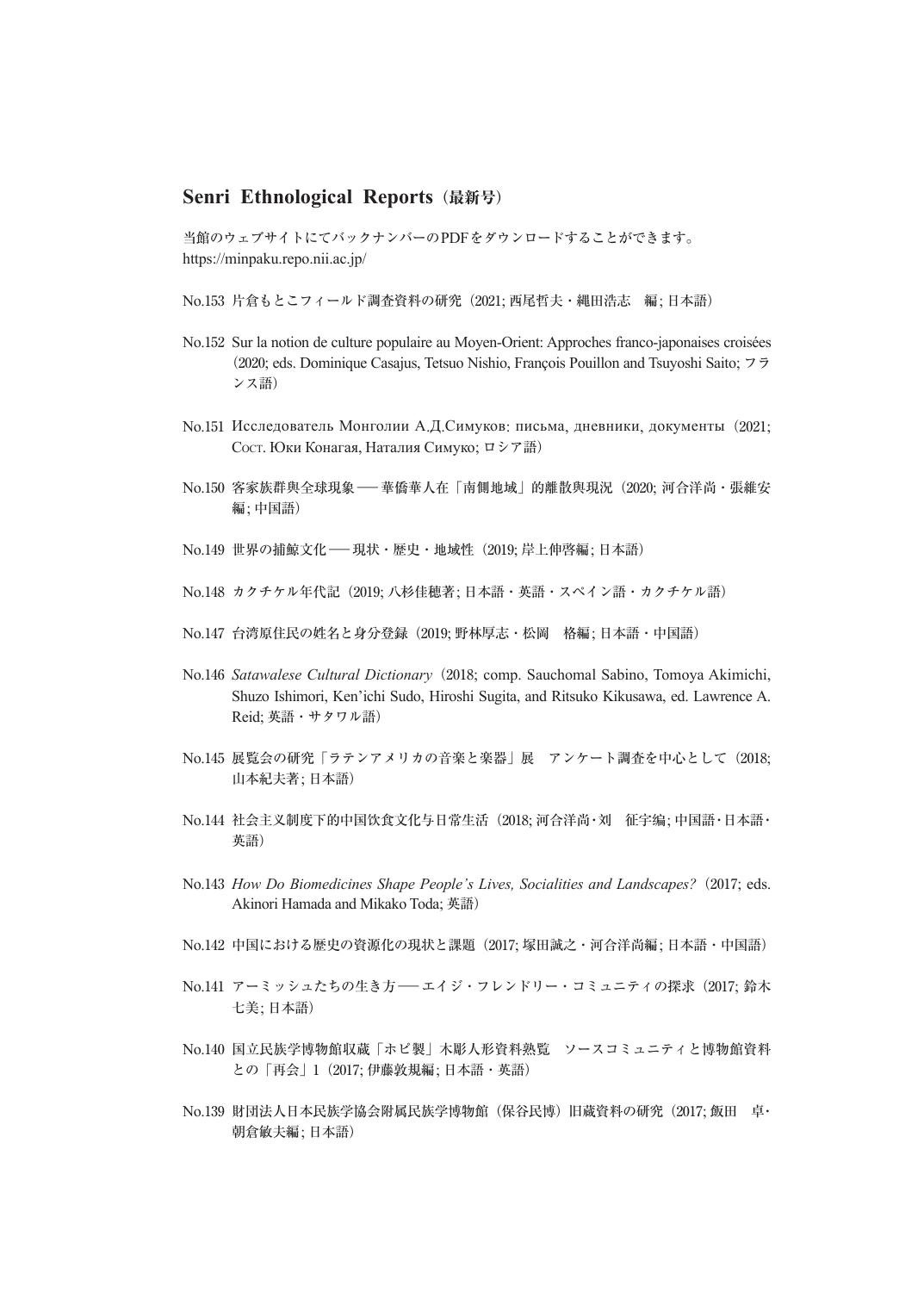## Senri Ethnological Reports（最新号）

当館のウェブサイトにてバックナンバーのPDFをダウンロードすることができます。
https://minpaku.repo.nii.ac.jp/

No.153 片倉もとこフィールド調査資料の研究（2021; 西尾哲夫・縄田浩志　編; 日本語）

No.152 Sur la notion de culture populaire au Moyen-Orient: Approches franco-japonaises croisées（2020; eds. Dominique Casajus, Tetsuo Nishio, François Pouillon and Tsuyoshi Saito; フランス語）

No.151 Исследователь Монголии А.Д.Симуков: письма, дневники, документы（2021; Сост. Юки Конагая, Наталия Симуко; ロシア語）

No.150 客家族群與全球現象 ── 華僑華人在「南側地域」的離散與現況（2020; 河合洋尚・張維安 編; 中国語）

No.149 世界の捕鯨文化 ── 現状・歴史・地域性（2019; 岸上伸啓編; 日本語）

No.148 カクチケル年代記（2019; 八杉佳穂著; 日本語・英語・スペイン語・カクチケル語）

No.147 台湾原住民の姓名と身分登録（2019; 野林厚志・松岡　格編; 日本語・中国語）

No.146 *Satawalese Cultural Dictionary*（2018; comp. Sauchomal Sabino, Tomoya Akimichi, Shuzo Ishimori, Ken'ichi Sudo, Hiroshi Sugita, and Ritsuko Kikusawa, ed. Lawrence A. Reid; 英語・サタワル語）

No.145 展覧会の研究「ラテンアメリカの音楽と楽器」展　アンケート調査を中心として（2018; 山本紀夫著; 日本語）

No.144 社会主义制度下的中国饮食文化与日常生活（2018; 河合洋尚・刘　征宇编; 中国語・日本語・英語）

No.143 *How Do Biomedicines Shape People's Lives, Socialities and Landscapes?*（2017; eds. Akinori Hamada and Mikako Toda; 英語）

No.142 中国における歴史の資源化の現状と課題（2017; 塚田誠之・河合洋尚編; 日本語・中国語）

No.141 アーミッシュたちの生き方 ── エイジ・フレンドリー・コミュニティの探求（2017; 鈴木七美; 日本語）

No.140 国立民族学博物館収蔵「ホピ製」木彫人形資料熟覧　ソースコミュニティと博物館資料との「再会」1（2017; 伊藤敦規編; 日本語・英語）

No.139 財団法人日本民族学協会附属民族学博物館（保谷民博）旧蔵資料の研究（2017; 飯田　卓・朝倉敏夫編; 日本語）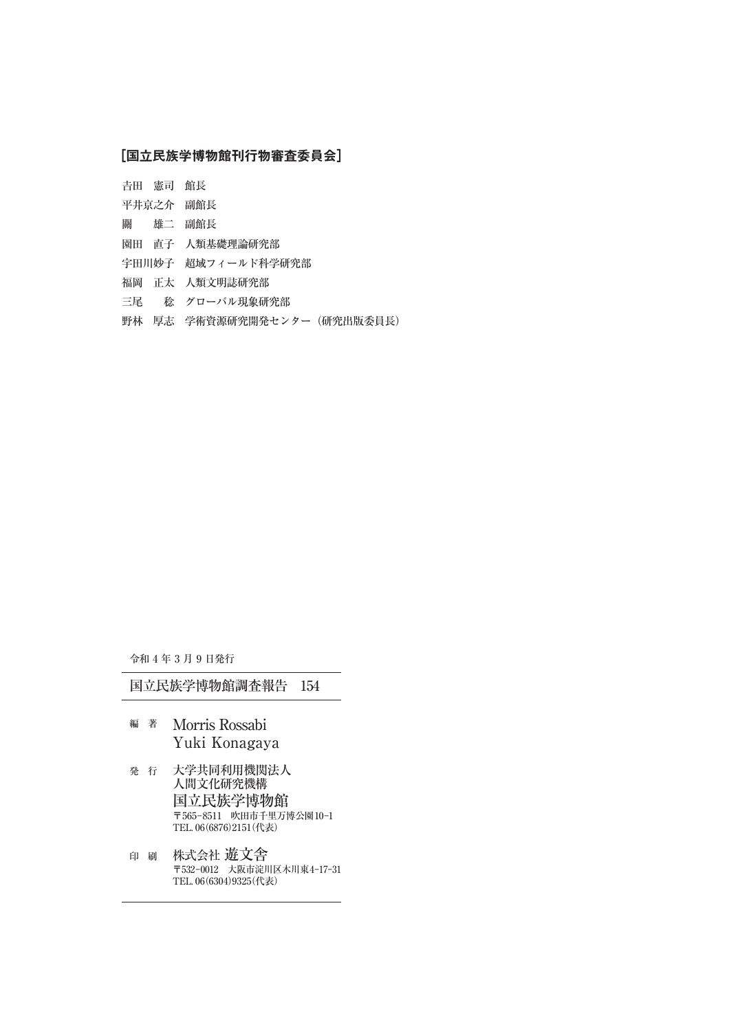**[国立民族学博物館刊行物審査委員会]**

吉田　憲司　館長
平井京之介　副館長
關　　雄二　副館長
園田　直子　人類基礎理論研究部
宇田川妙子　超域フィールド科学研究部
福岡　正太　人類文明誌研究部
三尾　　稔　グローバル現象研究部
野林　厚志　学術資源研究開発センター（研究出版委員長）

令和 4 年 3 月 9 日発行

国立民族学博物館調査報告　154

編　著　Morris Rossabi
　　　　Yuki Konagaya

発　行　大学共同利用機関法人
　　　　人間文化研究機構
　　　　国立民族学博物館
　　　　〒565-8511　吹田市千里万博公園10-1
　　　　TEL. 06(6876)2151(代表)

印　刷　株式会社 遊文舎
　　　　〒532-0012　大阪市淀川区木川東4-17-31
　　　　TEL. 06(6304)9325(代表)